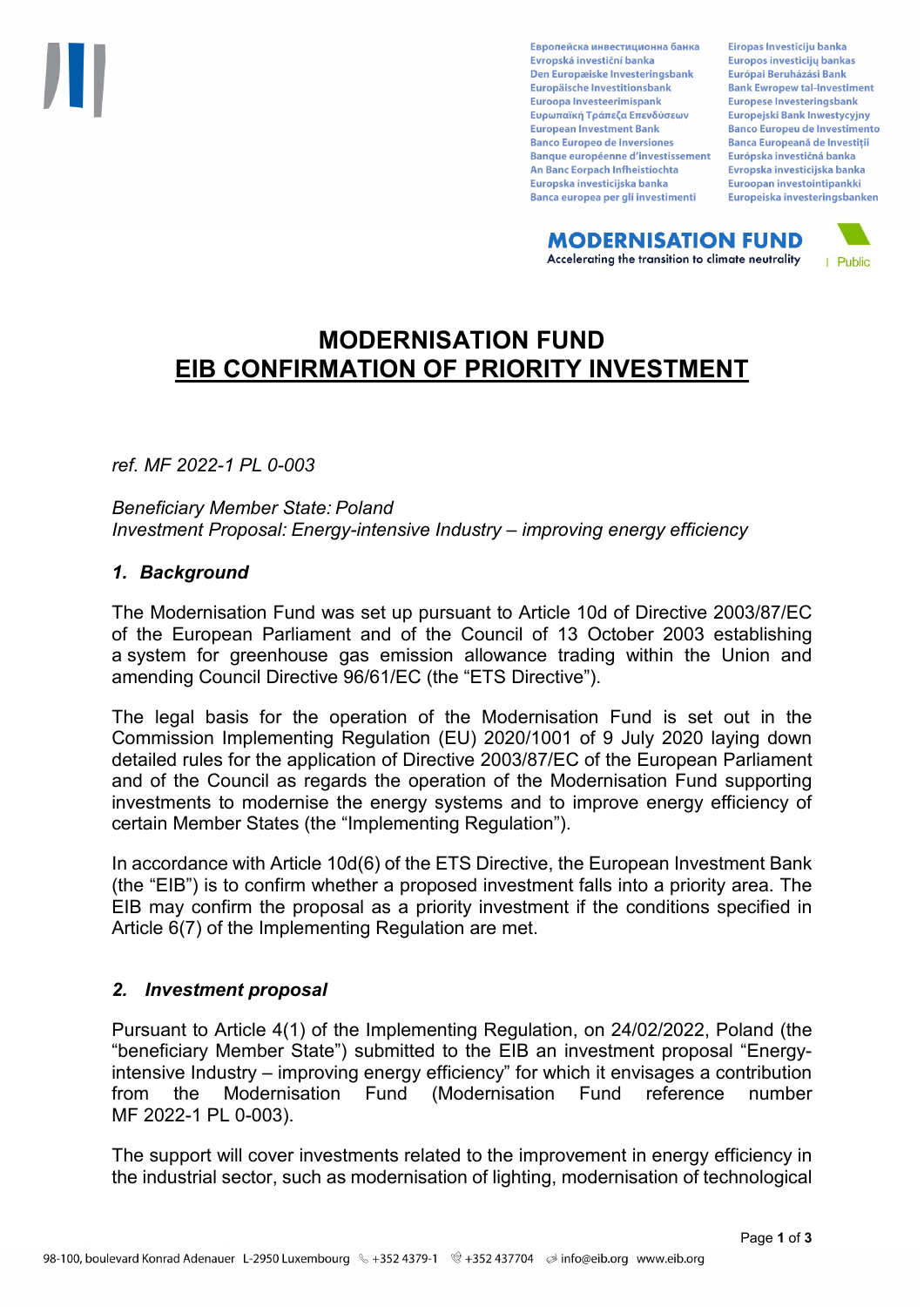# MODERNISATION FUND
## EIB CONFIRMATION OF PRIORITY INVESTMENT

*ref. MF 2022-1 PL 0-003*

*Beneficiary Member State: Poland*
*Investment Proposal: Energy-intensive Industry – improving energy efficiency*

### *1. Background*

The Modernisation Fund was set up pursuant to Article 10d of Directive 2003/87/EC of the European Parliament and of the Council of 13 October 2003 establishing a system for greenhouse gas emission allowance trading within the Union and amending Council Directive 96/61/EC (the "ETS Directive").

The legal basis for the operation of the Modernisation Fund is set out in the Commission Implementing Regulation (EU) 2020/1001 of 9 July 2020 laying down detailed rules for the application of Directive 2003/87/EC of the European Parliament and of the Council as regards the operation of the Modernisation Fund supporting investments to modernise the energy systems and to improve energy efficiency of certain Member States (the "Implementing Regulation").

In accordance with Article 10d(6) of the ETS Directive, the European Investment Bank (the "EIB") is to confirm whether a proposed investment falls into a priority area. The EIB may confirm the proposal as a priority investment if the conditions specified in Article 6(7) of the Implementing Regulation are met.

### *2. Investment proposal*

Pursuant to Article 4(1) of the Implementing Regulation, on 24/02/2022, Poland (the "beneficiary Member State") submitted to the EIB an investment proposal "Energy-intensive Industry – improving energy efficiency" for which it envisages a contribution from the Modernisation Fund (Modernisation Fund reference number MF 2022-1 PL 0-003).

The support will cover investments related to the improvement in energy efficiency in the industrial sector, such as modernisation of lighting, modernisation of technological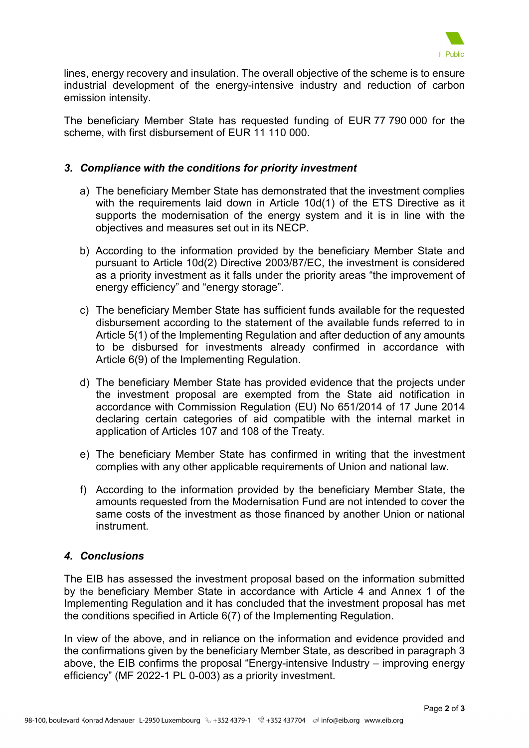lines, energy recovery and insulation. The overall objective of the scheme is to ensure industrial development of the energy-intensive industry and reduction of carbon emission intensity.

The beneficiary Member State has requested funding of EUR 77 790 000 for the scheme, with first disbursement of EUR 11 110 000.

### *3. Compliance with the conditions for priority investment*

a) The beneficiary Member State has demonstrated that the investment complies with the requirements laid down in Article 10d(1) of the ETS Directive as it supports the modernisation of the energy system and it is in line with the objectives and measures set out in its NECP.

b) According to the information provided by the beneficiary Member State and pursuant to Article 10d(2) Directive 2003/87/EC, the investment is considered as a priority investment as it falls under the priority areas “the improvement of energy efficiency” and “energy storage”.

c) The beneficiary Member State has sufficient funds available for the requested disbursement according to the statement of the available funds referred to in Article 5(1) of the Implementing Regulation and after deduction of any amounts to be disbursed for investments already confirmed in accordance with Article 6(9) of the Implementing Regulation.

d) The beneficiary Member State has provided evidence that the projects under the investment proposal are exempted from the State aid notification in accordance with Commission Regulation (EU) No 651/2014 of 17 June 2014 declaring certain categories of aid compatible with the internal market in application of Articles 107 and 108 of the Treaty.

e) The beneficiary Member State has confirmed in writing that the investment complies with any other applicable requirements of Union and national law.

f) According to the information provided by the beneficiary Member State, the amounts requested from the Modernisation Fund are not intended to cover the same costs of the investment as those financed by another Union or national instrument.

### *4. Conclusions*

The EIB has assessed the investment proposal based on the information submitted by the beneficiary Member State in accordance with Article 4 and Annex 1 of the Implementing Regulation and it has concluded that the investment proposal has met the conditions specified in Article 6(7) of the Implementing Regulation.

In view of the above, and in reliance on the information and evidence provided and the confirmations given by the beneficiary Member State, as described in paragraph 3 above, the EIB confirms the proposal “Energy-intensive Industry – improving energy efficiency” (MF 2022-1 PL 0-003) as a priority investment.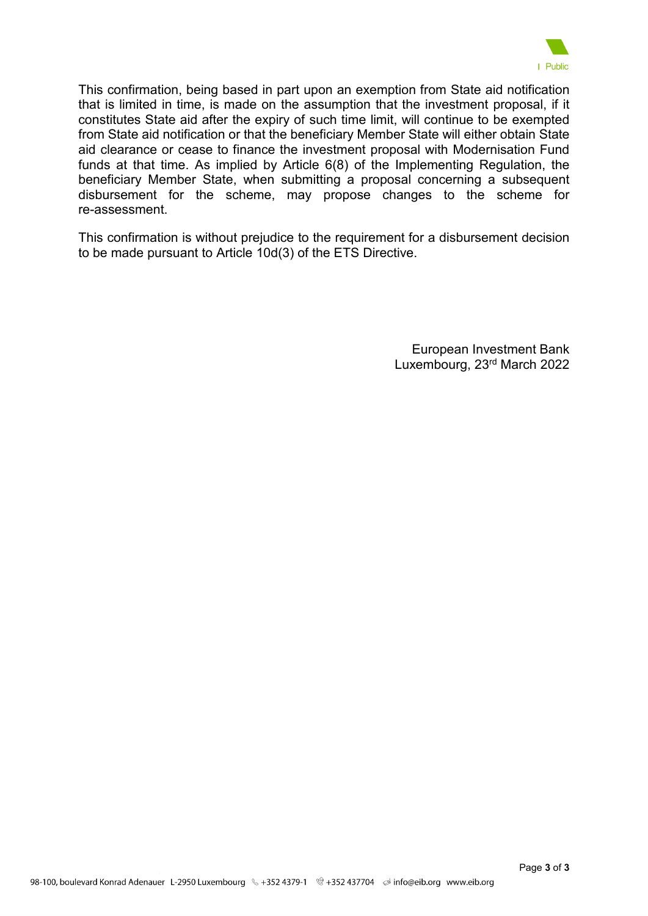This confirmation, being based in part upon an exemption from State aid notification that is limited in time, is made on the assumption that the investment proposal, if it constitutes State aid after the expiry of such time limit, will continue to be exempted from State aid notification or that the beneficiary Member State will either obtain State aid clearance or cease to finance the investment proposal with Modernisation Fund funds at that time. As implied by Article 6(8) of the Implementing Regulation, the beneficiary Member State, when submitting a proposal concerning a subsequent disbursement for the scheme, may propose changes to the scheme for re-assessment.

This confirmation is without prejudice to the requirement for a disbursement decision to be made pursuant to Article 10d(3) of the ETS Directive.

European Investment Bank
Luxembourg, 23rd March 2022